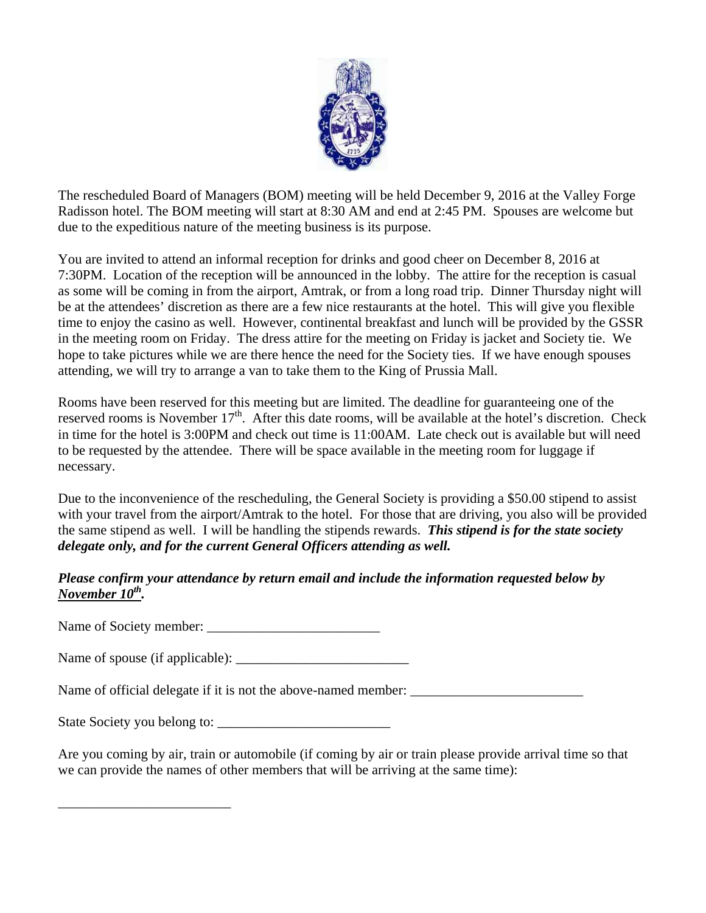The rescheduled Board of Managers (BOM) meeting will be held December 9, 2016 at the Valley Forge Radisson hotel. The BOM meeting will start at 8:30 AM and end at 2:45 PM. Spouses are welcome but due to the expeditious nature of the meeting business is its purpose.

You are invited to attend an informal reception for drinks and good cheer on December 8, 2016 at 7:30PM. Location of the reception will be announced in the lobby. The attire for the reception is casual as some will be coming in from the airport, Amtrak, or from a long road trip. Dinner Thursday night will be at the attendees' discretion as there are a few nice restaurants at the hotel. This will give you flexible time to enjoy the casino as well. However, continental breakfast and lunch will be provided by the GSSR in the meeting room on Friday. The dress attire for the meeting on Friday is jacket and Society tie. We hope to take pictures while we are there hence the need for the Society ties. If we have enough spouses attending, we will try to arrange a van to take them to the King of Prussia Mall.

Rooms have been reserved for this meeting but are limited. The deadline for guaranteeing one of the reserved rooms is November 17th. After this date rooms, will be available at the hotel's discretion. Check in time for the hotel is 3:00PM and check out time is 11:00AM. Late check out is available but will need to be requested by the attendee. There will be space available in the meeting room for luggage if necessary.

Due to the inconvenience of the rescheduling, the General Society is providing a $50.00 stipend to assist with your travel from the airport/Amtrak to the hotel. For those that are driving, you also will be provided the same stipend as well. I will be handling the stipends rewards. ***This stipend is for the state society delegate only, and for the current General Officers attending as well.***

***Please confirm your attendance by return email and include the information requested below by <u>November 10th</u>.***

Name of Society member: _________________________

Name of spouse (if applicable): _________________________

Name of official delegate if it is not the above-named member: _________________________

State Society you belong to: _________________________

Are you coming by air, train or automobile (if coming by air or train please provide arrival time so that we can provide the names of other members that will be arriving at the same time):

_________________________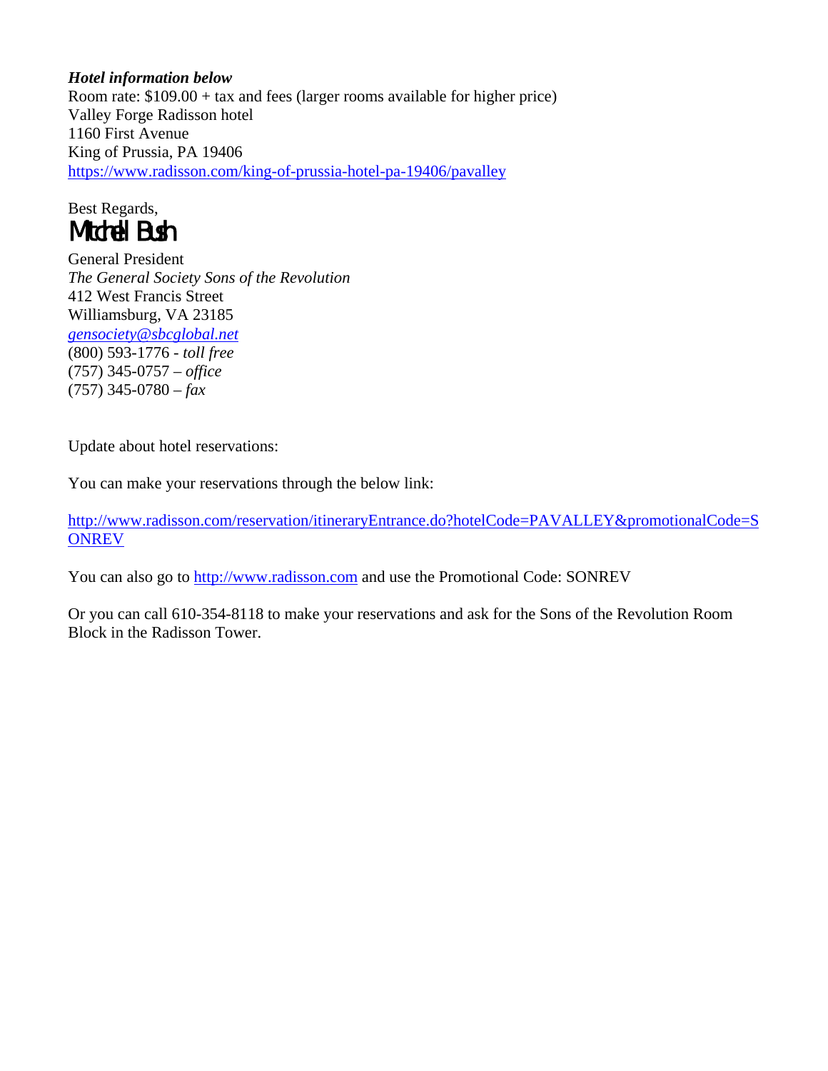***Hotel information below***
Room rate: $109.00 + tax and fees (larger rooms available for higher price)
Valley Forge Radisson hotel
1160 First Avenue
King of Prussia, PA 19406
https://www.radisson.com/king-of-prussia-hotel-pa-19406/pavalley

Best Regards,
Mitchell Bush
General President
*The General Society Sons of the Revolution*
412 West Francis Street
Williamsburg, VA 23185
*gensociety@sbcglobal.net*
(800) 593-1776 - *toll free*
(757) 345-0757 – *office*
(757) 345-0780 – *fax*

Update about hotel reservations:

You can make your reservations through the below link:

http://www.radisson.com/reservation/itineraryEntrance.do?hotelCode=PAVALLEY&promotionalCode=SONREV

You can also go to http://www.radisson.com and use the Promotional Code: SONREV

Or you can call 610-354-8118 to make your reservations and ask for the Sons of the Revolution Room Block in the Radisson Tower.